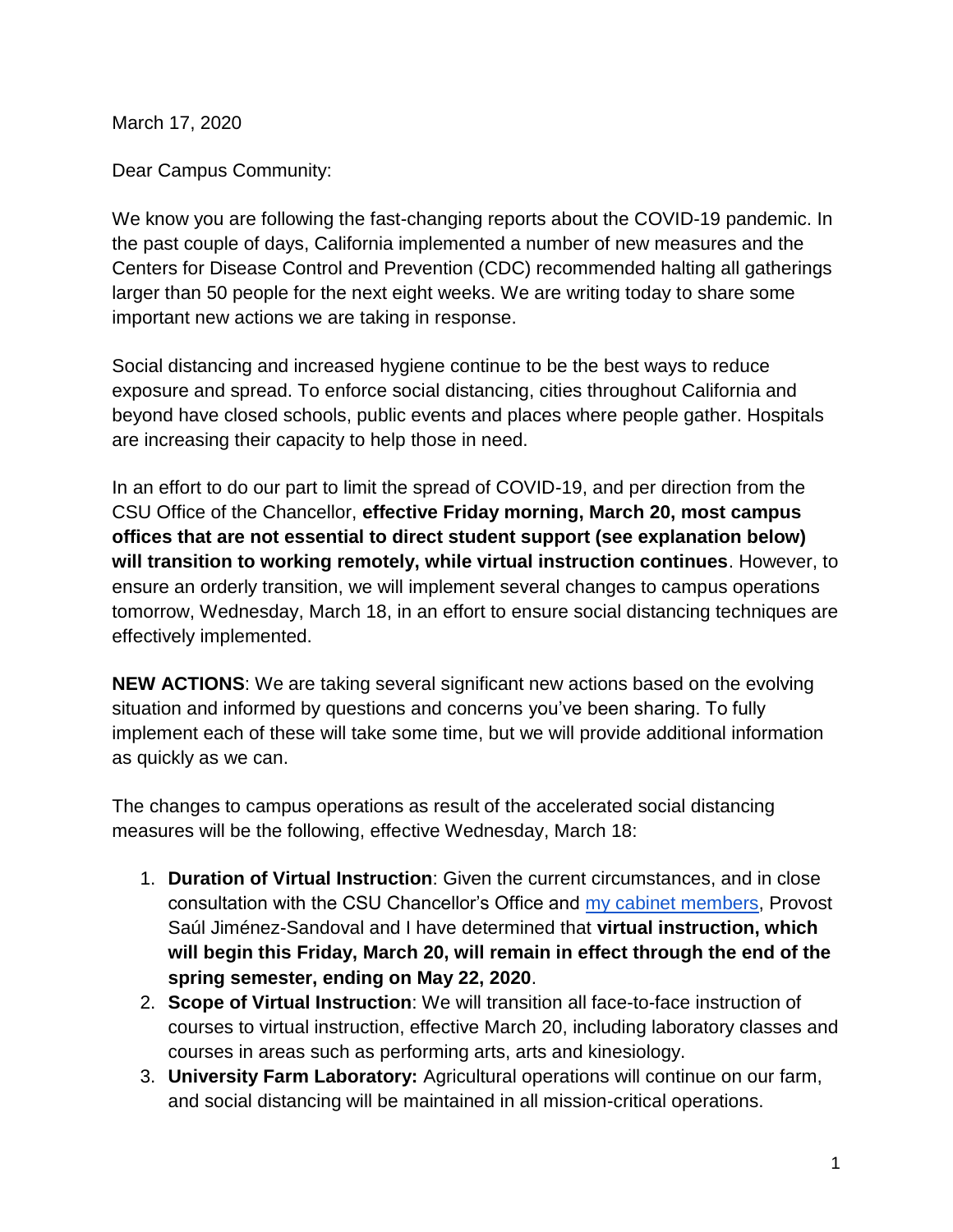March 17, 2020

Dear Campus Community:

We know you are following the fast-changing reports about the COVID-19 pandemic. In the past couple of days, California implemented a number of new measures and the Centers for Disease Control and Prevention (CDC) recommended halting all gatherings larger than 50 people for the next eight weeks. We are writing today to share some important new actions we are taking in response.

Social distancing and increased hygiene continue to be the best ways to reduce exposure and spread. To enforce social distancing, cities throughout California and beyond have closed schools, public events and places where people gather. Hospitals are increasing their capacity to help those in need.

In an effort to do our part to limit the spread of COVID-19, and per direction from the CSU Office of the Chancellor, **effective Friday morning, March 20, most campus offices that are not essential to direct student support (see explanation below) will transition to working remotely, while virtual instruction continues**. However, to ensure an orderly transition, we will implement several changes to campus operations tomorrow, Wednesday, March 18, in an effort to ensure social distancing techniques are effectively implemented.

**NEW ACTIONS**: We are taking several significant new actions based on the evolving situation and informed by questions and concerns you've been sharing. To fully implement each of these will take some time, but we will provide additional information as quickly as we can.

The changes to campus operations as result of the accelerated social distancing measures will be the following, effective Wednesday, March 18:

1. **Duration of Virtual Instruction**: Given the current circumstances, and in close consultation with the CSU Chancellor's Office and my cabinet members, Provost Saúl Jiménez-Sandoval and I have determined that **virtual instruction, which will begin this Friday, March 20, will remain in effect through the end of the spring semester, ending on May 22, 2020**.
2. **Scope of Virtual Instruction**: We will transition all face-to-face instruction of courses to virtual instruction, effective March 20, including laboratory classes and courses in areas such as performing arts, arts and kinesiology.
3. **University Farm Laboratory:** Agricultural operations will continue on our farm, and social distancing will be maintained in all mission-critical operations.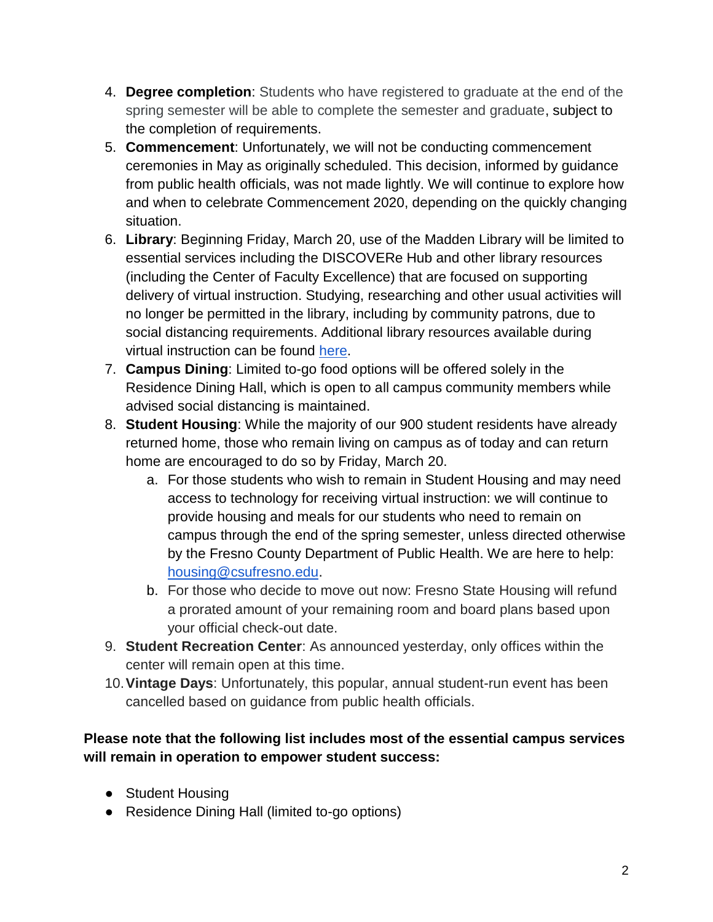4. **Degree completion**: Students who have registered to graduate at the end of the spring semester will be able to complete the semester and graduate, subject to the completion of requirements.
5. **Commencement**: Unfortunately, we will not be conducting commencement ceremonies in May as originally scheduled. This decision, informed by guidance from public health officials, was not made lightly. We will continue to explore how and when to celebrate Commencement 2020, depending on the quickly changing situation.
6. **Library**: Beginning Friday, March 20, use of the Madden Library will be limited to essential services including the DISCOVERe Hub and other library resources (including the Center of Faculty Excellence) that are focused on supporting delivery of virtual instruction. Studying, researching and other usual activities will no longer be permitted in the library, including by community patrons, due to social distancing requirements. Additional library resources available during virtual instruction can be found here.
7. **Campus Dining**: Limited to-go food options will be offered solely in the Residence Dining Hall, which is open to all campus community members while advised social distancing is maintained.
8. **Student Housing**: While the majority of our 900 student residents have already returned home, those who remain living on campus as of today and can return home are encouraged to do so by Friday, March 20.
   a. For those students who wish to remain in Student Housing and may need access to technology for receiving virtual instruction: we will continue to provide housing and meals for our students who need to remain on campus through the end of the spring semester, unless directed otherwise by the Fresno County Department of Public Health. We are here to help: housing@csufresno.edu.
   b. For those who decide to move out now: Fresno State Housing will refund a prorated amount of your remaining room and board plans based upon your official check-out date.
9. **Student Recreation Center**: As announced yesterday, only offices within the center will remain open at this time.
10. **Vintage Days**: Unfortunately, this popular, annual student-run event has been cancelled based on guidance from public health officials.

**Please note that the following list includes most of the essential campus services will remain in operation to empower student success:**

- Student Housing
- Residence Dining Hall (limited to-go options)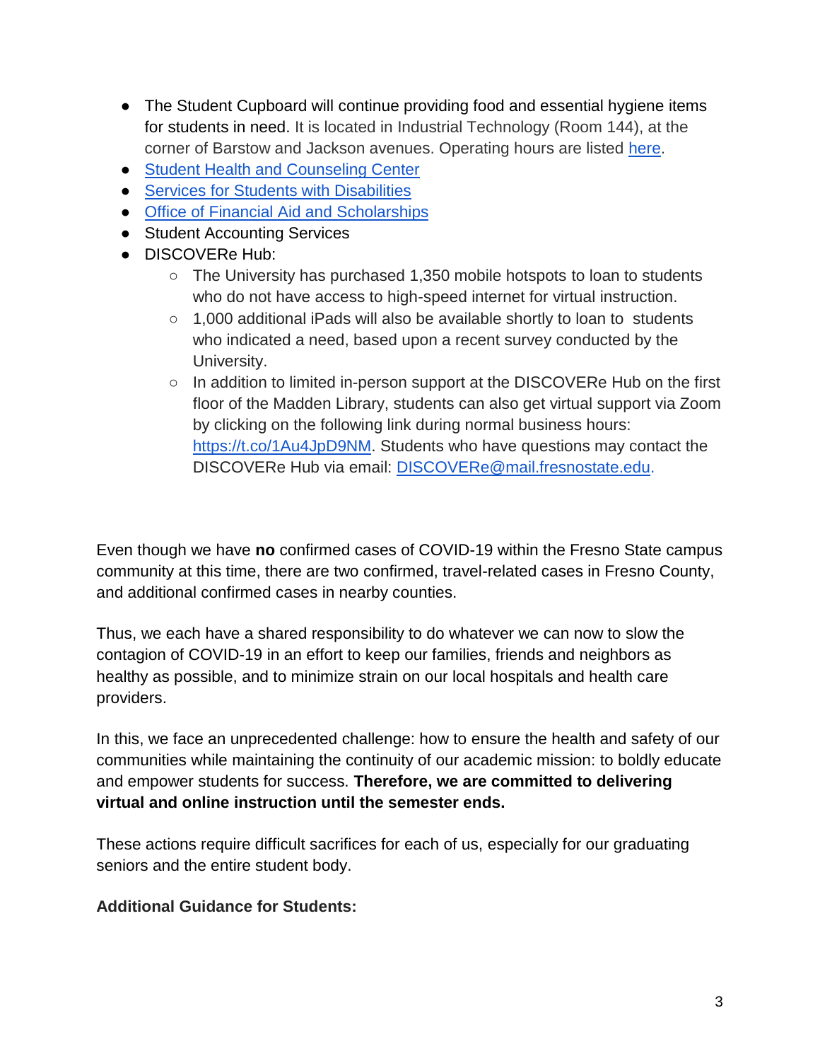- The Student Cupboard will continue providing food and essential hygiene items for students in need. It is located in Industrial Technology (Room 144), at the corner of Barstow and Jackson avenues. Operating hours are listed here.
- Student Health and Counseling Center
- Services for Students with Disabilities
- Office of Financial Aid and Scholarships
- Student Accounting Services
- DISCOVERe Hub:
  - The University has purchased 1,350 mobile hotspots to loan to students who do not have access to high-speed internet for virtual instruction.
  - 1,000 additional iPads will also be available shortly to loan to students who indicated a need, based upon a recent survey conducted by the University.
  - In addition to limited in-person support at the DISCOVERe Hub on the first floor of the Madden Library, students can also get virtual support via Zoom by clicking on the following link during normal business hours: https://t.co/1Au4JpD9NM. Students who have questions may contact the DISCOVERe Hub via email: DISCOVERe@mail.fresnostate.edu.

Even though we have **no** confirmed cases of COVID-19 within the Fresno State campus community at this time, there are two confirmed, travel-related cases in Fresno County, and additional confirmed cases in nearby counties.

Thus, we each have a shared responsibility to do whatever we can now to slow the contagion of COVID-19 in an effort to keep our families, friends and neighbors as healthy as possible, and to minimize strain on our local hospitals and health care providers.

In this, we face an unprecedented challenge: how to ensure the health and safety of our communities while maintaining the continuity of our academic mission: to boldly educate and empower students for success. **Therefore, we are committed to delivering virtual and online instruction until the semester ends.**

These actions require difficult sacrifices for each of us, especially for our graduating seniors and the entire student body.

**Additional Guidance for Students:**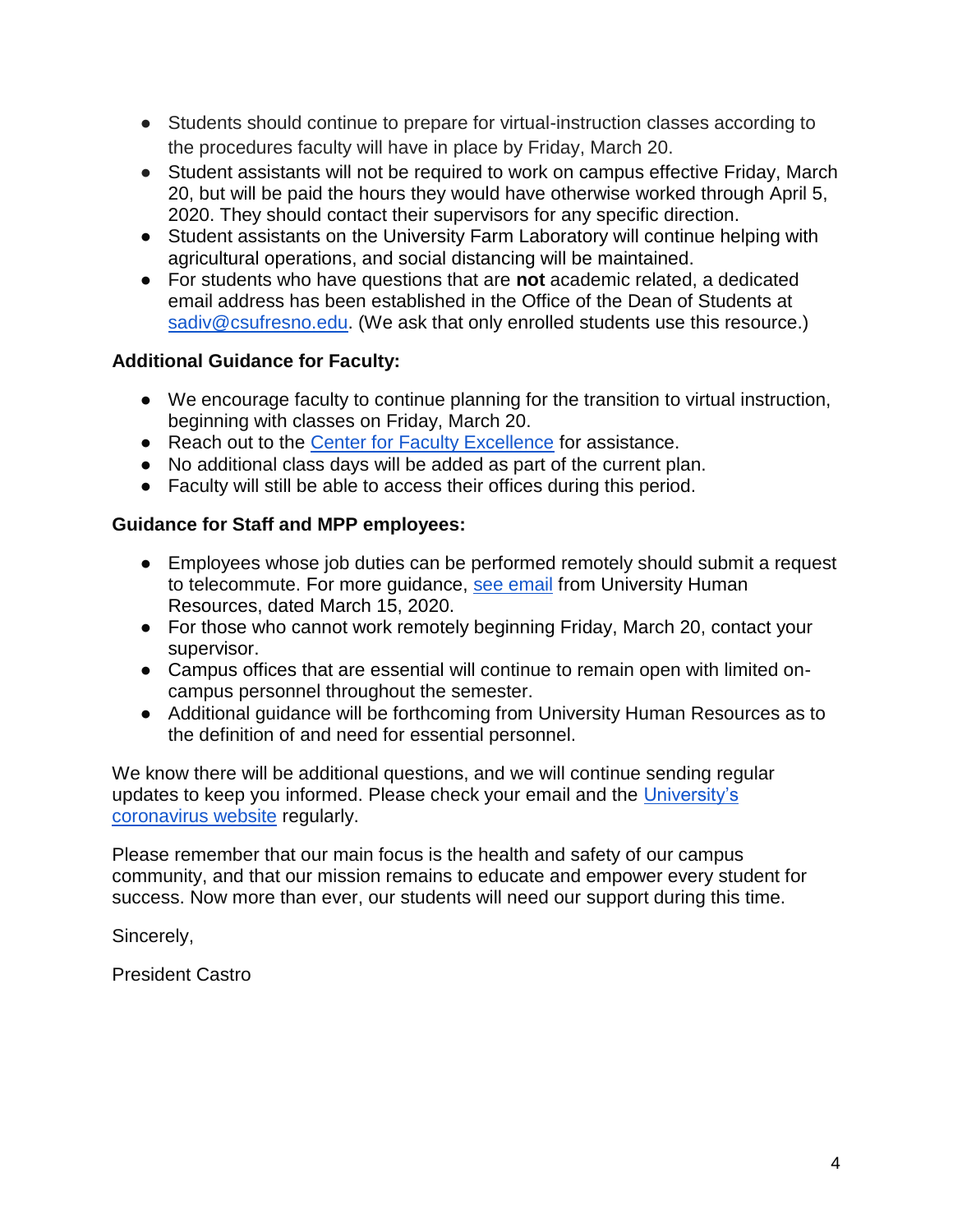- Students should continue to prepare for virtual-instruction classes according to the procedures faculty will have in place by Friday, March 20.
- Student assistants will not be required to work on campus effective Friday, March 20, but will be paid the hours they would have otherwise worked through April 5, 2020. They should contact their supervisors for any specific direction.
- Student assistants on the University Farm Laboratory will continue helping with agricultural operations, and social distancing will be maintained.
- For students who have questions that are **not** academic related, a dedicated email address has been established in the Office of the Dean of Students at sadiv@csufresno.edu. (We ask that only enrolled students use this resource.)

**Additional Guidance for Faculty:**

- We encourage faculty to continue planning for the transition to virtual instruction, beginning with classes on Friday, March 20.
- Reach out to the Center for Faculty Excellence for assistance.
- No additional class days will be added as part of the current plan.
- Faculty will still be able to access their offices during this period.

**Guidance for Staff and MPP employees:**

- Employees whose job duties can be performed remotely should submit a request to telecommute. For more guidance, see email from University Human Resources, dated March 15, 2020.
- For those who cannot work remotely beginning Friday, March 20, contact your supervisor.
- Campus offices that are essential will continue to remain open with limited on-campus personnel throughout the semester.
- Additional guidance will be forthcoming from University Human Resources as to the definition of and need for essential personnel.

We know there will be additional questions, and we will continue sending regular updates to keep you informed. Please check your email and the University's coronavirus website regularly.

Please remember that our main focus is the health and safety of our campus community, and that our mission remains to educate and empower every student for success. Now more than ever, our students will need our support during this time.

Sincerely,

President Castro